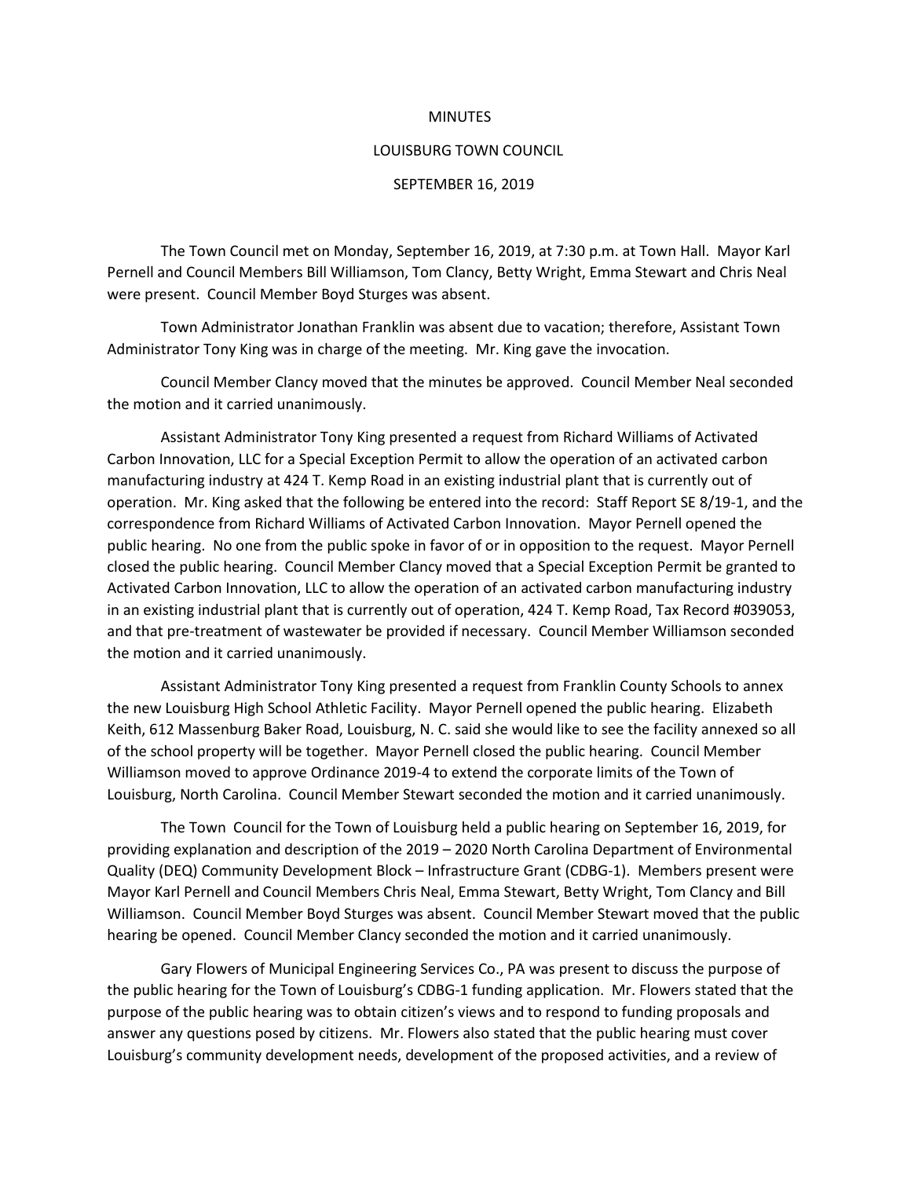MINUTES

LOUISBURG TOWN COUNCIL

SEPTEMBER 16, 2019

The Town Council met on Monday, September 16, 2019, at 7:30 p.m. at Town Hall. Mayor Karl Pernell and Council Members Bill Williamson, Tom Clancy, Betty Wright, Emma Stewart and Chris Neal were present. Council Member Boyd Sturges was absent.

Town Administrator Jonathan Franklin was absent due to vacation; therefore, Assistant Town Administrator Tony King was in charge of the meeting. Mr. King gave the invocation.

Council Member Clancy moved that the minutes be approved. Council Member Neal seconded the motion and it carried unanimously.

Assistant Administrator Tony King presented a request from Richard Williams of Activated Carbon Innovation, LLC for a Special Exception Permit to allow the operation of an activated carbon manufacturing industry at 424 T. Kemp Road in an existing industrial plant that is currently out of operation. Mr. King asked that the following be entered into the record: Staff Report SE 8/19-1, and the correspondence from Richard Williams of Activated Carbon Innovation. Mayor Pernell opened the public hearing. No one from the public spoke in favor of or in opposition to the request. Mayor Pernell closed the public hearing. Council Member Clancy moved that a Special Exception Permit be granted to Activated Carbon Innovation, LLC to allow the operation of an activated carbon manufacturing industry in an existing industrial plant that is currently out of operation, 424 T. Kemp Road, Tax Record #039053, and that pre-treatment of wastewater be provided if necessary. Council Member Williamson seconded the motion and it carried unanimously.

Assistant Administrator Tony King presented a request from Franklin County Schools to annex the new Louisburg High School Athletic Facility. Mayor Pernell opened the public hearing. Elizabeth Keith, 612 Massenburg Baker Road, Louisburg, N. C. said she would like to see the facility annexed so all of the school property will be together. Mayor Pernell closed the public hearing. Council Member Williamson moved to approve Ordinance 2019-4 to extend the corporate limits of the Town of Louisburg, North Carolina. Council Member Stewart seconded the motion and it carried unanimously.

The Town Council for the Town of Louisburg held a public hearing on September 16, 2019, for providing explanation and description of the 2019 – 2020 North Carolina Department of Environmental Quality (DEQ) Community Development Block – Infrastructure Grant (CDBG-1). Members present were Mayor Karl Pernell and Council Members Chris Neal, Emma Stewart, Betty Wright, Tom Clancy and Bill Williamson. Council Member Boyd Sturges was absent. Council Member Stewart moved that the public hearing be opened. Council Member Clancy seconded the motion and it carried unanimously.

Gary Flowers of Municipal Engineering Services Co., PA was present to discuss the purpose of the public hearing for the Town of Louisburg's CDBG-1 funding application. Mr. Flowers stated that the purpose of the public hearing was to obtain citizen's views and to respond to funding proposals and answer any questions posed by citizens. Mr. Flowers also stated that the public hearing must cover Louisburg's community development needs, development of the proposed activities, and a review of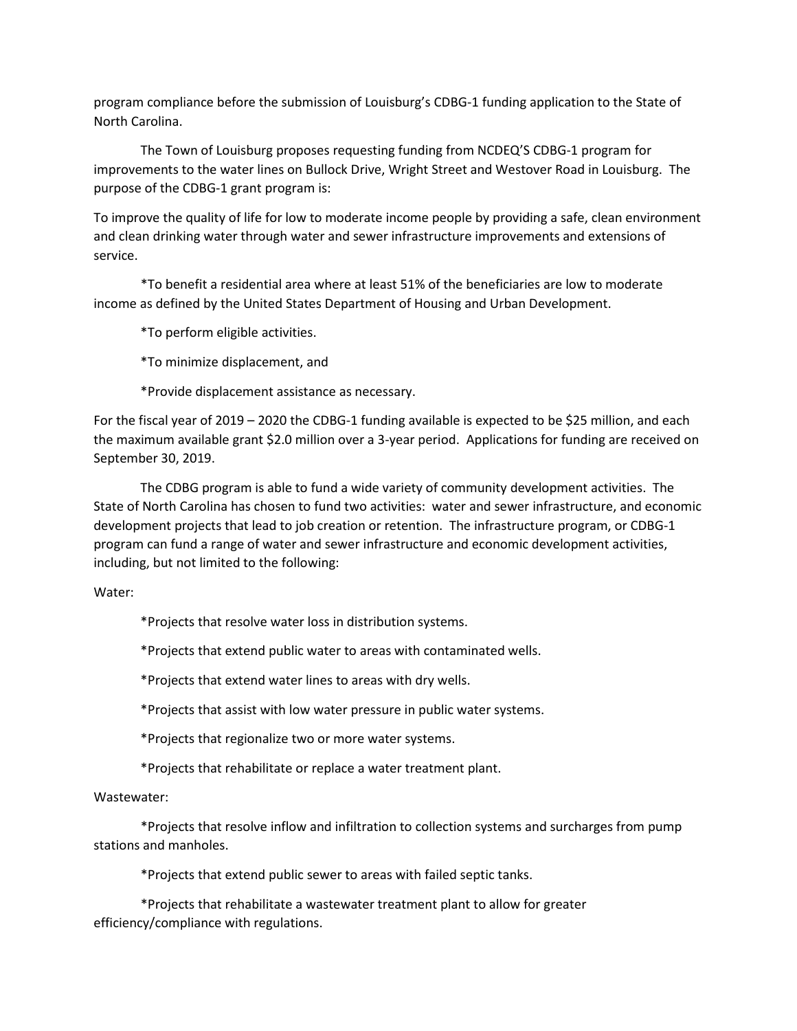program compliance before the submission of Louisburg's CDBG-1 funding application to the State of North Carolina.

The Town of Louisburg proposes requesting funding from NCDEQ'S CDBG-1 program for improvements to the water lines on Bullock Drive, Wright Street and Westover Road in Louisburg. The purpose of the CDBG-1 grant program is:

To improve the quality of life for low to moderate income people by providing a safe, clean environment and clean drinking water through water and sewer infrastructure improvements and extensions of service.

*To benefit a residential area where at least 51% of the beneficiaries are low to moderate income as defined by the United States Department of Housing and Urban Development.

*To perform eligible activities.

*To minimize displacement, and

*Provide displacement assistance as necessary.

For the fiscal year of 2019 – 2020 the CDBG-1 funding available is expected to be $25 million, and each the maximum available grant $2.0 million over a 3-year period. Applications for funding are received on September 30, 2019.

The CDBG program is able to fund a wide variety of community development activities. The State of North Carolina has chosen to fund two activities: water and sewer infrastructure, and economic development projects that lead to job creation or retention. The infrastructure program, or CDBG-1 program can fund a range of water and sewer infrastructure and economic development activities, including, but not limited to the following:

Water:

*Projects that resolve water loss in distribution systems.

*Projects that extend public water to areas with contaminated wells.

*Projects that extend water lines to areas with dry wells.

*Projects that assist with low water pressure in public water systems.

*Projects that regionalize two or more water systems.

*Projects that rehabilitate or replace a water treatment plant.

Wastewater:

*Projects that resolve inflow and infiltration to collection systems and surcharges from pump stations and manholes.

*Projects that extend public sewer to areas with failed septic tanks.

*Projects that rehabilitate a wastewater treatment plant to allow for greater efficiency/compliance with regulations.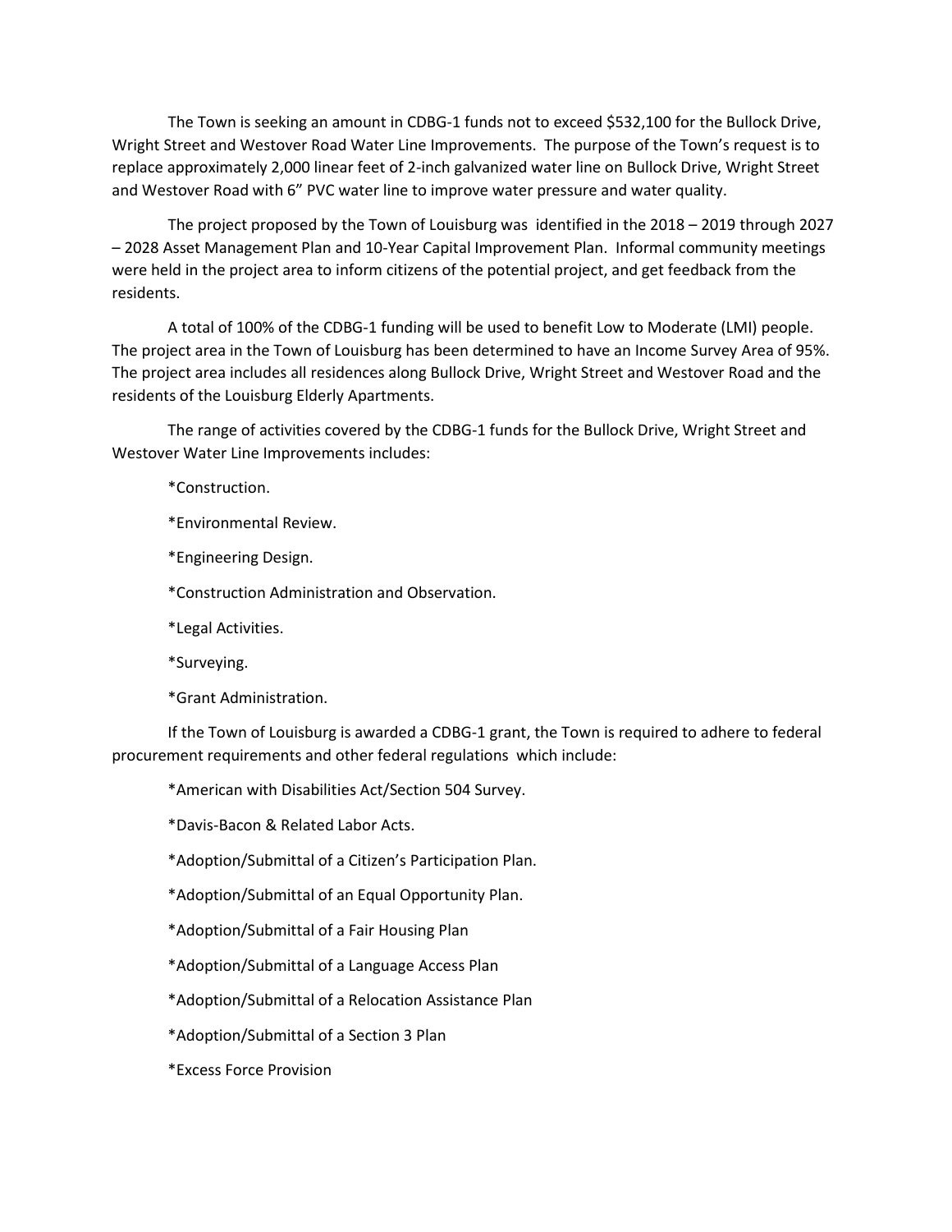The Town is seeking an amount in CDBG-1 funds not to exceed $532,100 for the Bullock Drive, Wright Street and Westover Road Water Line Improvements. The purpose of the Town's request is to replace approximately 2,000 linear feet of 2-inch galvanized water line on Bullock Drive, Wright Street and Westover Road with 6" PVC water line to improve water pressure and water quality.

The project proposed by the Town of Louisburg was identified in the 2018 – 2019 through 2027 – 2028 Asset Management Plan and 10-Year Capital Improvement Plan. Informal community meetings were held in the project area to inform citizens of the potential project, and get feedback from the residents.

A total of 100% of the CDBG-1 funding will be used to benefit Low to Moderate (LMI) people. The project area in the Town of Louisburg has been determined to have an Income Survey Area of 95%. The project area includes all residences along Bullock Drive, Wright Street and Westover Road and the residents of the Louisburg Elderly Apartments.

The range of activities covered by the CDBG-1 funds for the Bullock Drive, Wright Street and Westover Water Line Improvements includes:

*Construction.

*Environmental Review.

*Engineering Design.

*Construction Administration and Observation.

*Legal Activities.

*Surveying.

*Grant Administration.

If the Town of Louisburg is awarded a CDBG-1 grant, the Town is required to adhere to federal procurement requirements and other federal regulations which include:

*American with Disabilities Act/Section 504 Survey.

*Davis-Bacon & Related Labor Acts.

*Adoption/Submittal of a Citizen's Participation Plan.

*Adoption/Submittal of an Equal Opportunity Plan.

*Adoption/Submittal of a Fair Housing Plan

*Adoption/Submittal of a Language Access Plan

*Adoption/Submittal of a Relocation Assistance Plan

*Adoption/Submittal of a Section 3 Plan

*Excess Force Provision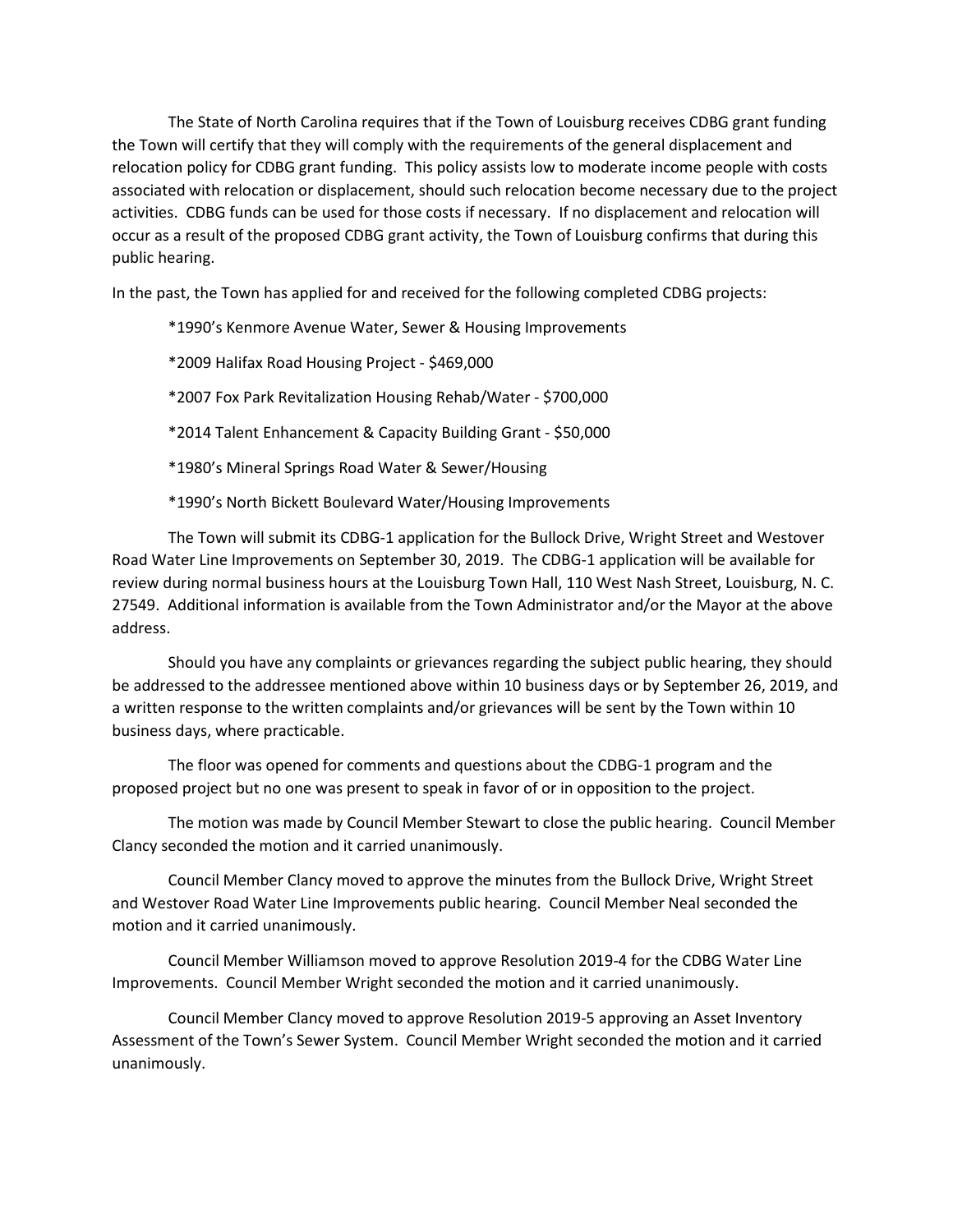The State of North Carolina requires that if the Town of Louisburg receives CDBG grant funding the Town will certify that they will comply with the requirements of the general displacement and relocation policy for CDBG grant funding. This policy assists low to moderate income people with costs associated with relocation or displacement, should such relocation become necessary due to the project activities. CDBG funds can be used for those costs if necessary. If no displacement and relocation will occur as a result of the proposed CDBG grant activity, the Town of Louisburg confirms that during this public hearing.

In the past, the Town has applied for and received for the following completed CDBG projects:

*1990's Kenmore Avenue Water, Sewer & Housing Improvements

*2009 Halifax Road Housing Project - $469,000

*2007 Fox Park Revitalization Housing Rehab/Water - $700,000

*2014 Talent Enhancement & Capacity Building Grant - $50,000

*1980's Mineral Springs Road Water & Sewer/Housing

*1990's North Bickett Boulevard Water/Housing Improvements

The Town will submit its CDBG-1 application for the Bullock Drive, Wright Street and Westover Road Water Line Improvements on September 30, 2019. The CDBG-1 application will be available for review during normal business hours at the Louisburg Town Hall, 110 West Nash Street, Louisburg, N. C. 27549. Additional information is available from the Town Administrator and/or the Mayor at the above address.

Should you have any complaints or grievances regarding the subject public hearing, they should be addressed to the addressee mentioned above within 10 business days or by September 26, 2019, and a written response to the written complaints and/or grievances will be sent by the Town within 10 business days, where practicable.

The floor was opened for comments and questions about the CDBG-1 program and the proposed project but no one was present to speak in favor of or in opposition to the project.

The motion was made by Council Member Stewart to close the public hearing. Council Member Clancy seconded the motion and it carried unanimously.

Council Member Clancy moved to approve the minutes from the Bullock Drive, Wright Street and Westover Road Water Line Improvements public hearing. Council Member Neal seconded the motion and it carried unanimously.

Council Member Williamson moved to approve Resolution 2019-4 for the CDBG Water Line Improvements. Council Member Wright seconded the motion and it carried unanimously.

Council Member Clancy moved to approve Resolution 2019-5 approving an Asset Inventory Assessment of the Town's Sewer System. Council Member Wright seconded the motion and it carried unanimously.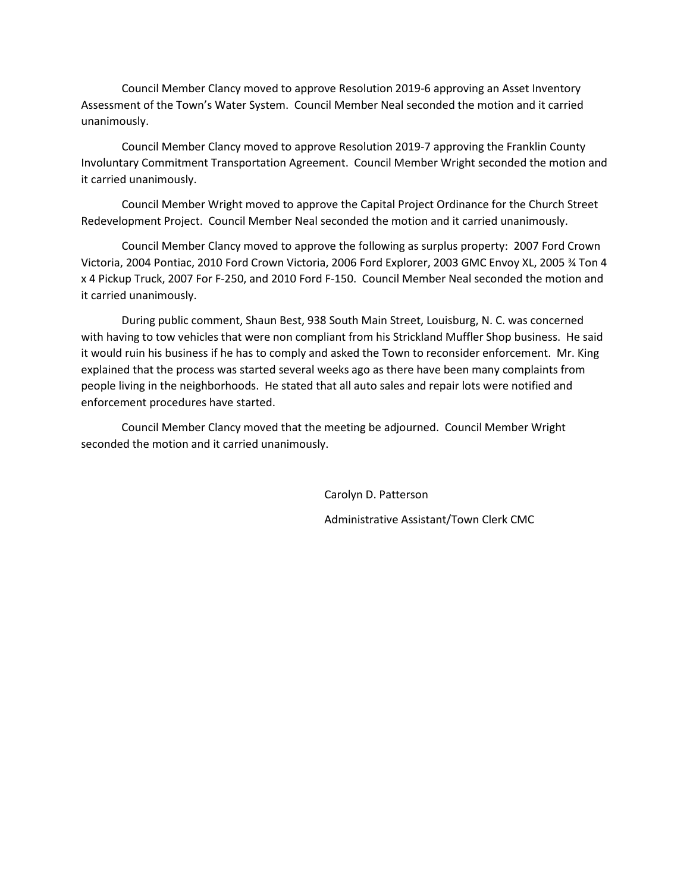Council Member Clancy moved to approve Resolution 2019-6 approving an Asset Inventory Assessment of the Town's Water System. Council Member Neal seconded the motion and it carried unanimously.

Council Member Clancy moved to approve Resolution 2019-7 approving the Franklin County Involuntary Commitment Transportation Agreement. Council Member Wright seconded the motion and it carried unanimously.

Council Member Wright moved to approve the Capital Project Ordinance for the Church Street Redevelopment Project. Council Member Neal seconded the motion and it carried unanimously.

Council Member Clancy moved to approve the following as surplus property: 2007 Ford Crown Victoria, 2004 Pontiac, 2010 Ford Crown Victoria, 2006 Ford Explorer, 2003 GMC Envoy XL, 2005 ¾ Ton 4 x 4 Pickup Truck, 2007 For F-250, and 2010 Ford F-150. Council Member Neal seconded the motion and it carried unanimously.

During public comment, Shaun Best, 938 South Main Street, Louisburg, N. C. was concerned with having to tow vehicles that were non compliant from his Strickland Muffler Shop business. He said it would ruin his business if he has to comply and asked the Town to reconsider enforcement. Mr. King explained that the process was started several weeks ago as there have been many complaints from people living in the neighborhoods. He stated that all auto sales and repair lots were notified and enforcement procedures have started.

Council Member Clancy moved that the meeting be adjourned. Council Member Wright seconded the motion and it carried unanimously.

Carolyn D. Patterson

Administrative Assistant/Town Clerk CMC